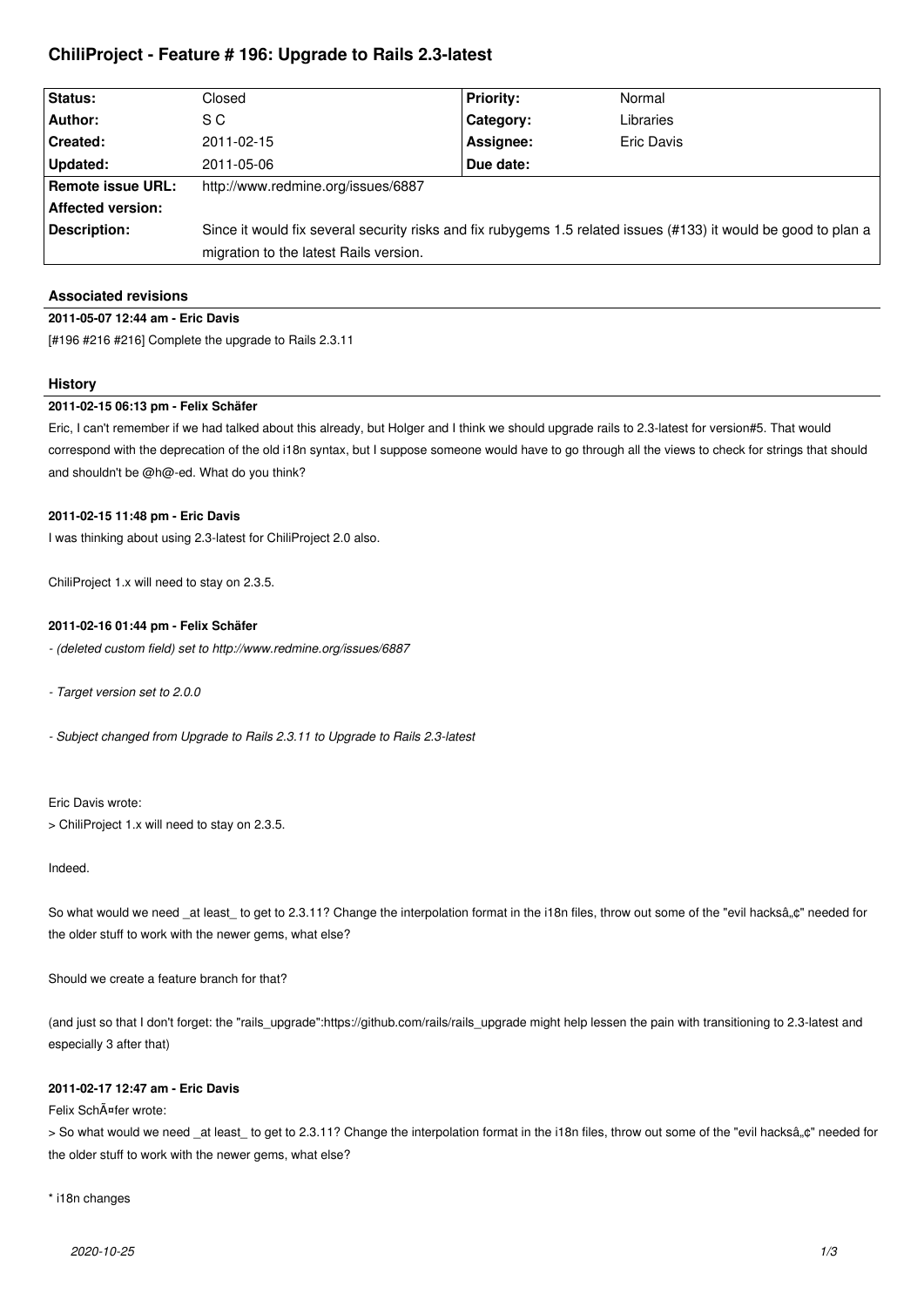# ChiliProject - Feature # 196: Upgrade to Rails 2.3-latest

| Status: | Closed | Priority: | Normal |
| --- | --- | --- | --- |
| Author: | S C | Category: | Libraries |
| Created: | 2011-02-15 | Assignee: | Eric Davis |
| Updated: | 2011-05-06 | Due date: | |
| Remote issue URL: | http://www.redmine.org/issues/6887 | | |
| Affected version: | | | |
| Description: | Since it would fix several security risks and fix rubygems 1.5 related issues (#133) it would be good to plan a migration to the latest Rails version. | | |

## Associated revisions

**2011-05-07 12:44 am - Eric Davis**

[#196 #216 #216] Complete the upgrade to Rails 2.3.11

## History

**2011-02-15 06:13 pm - Felix Schäfer**

Eric, I can't remember if we had talked about this already, but Holger and I think we should upgrade rails to 2.3-latest for version#5. That would correspond with the deprecation of the old i18n syntax, but I suppose someone would have to go through all the views to check for strings that should and shouldn't be @h@-ed. What do you think?

**2011-02-15 11:48 pm - Eric Davis**

I was thinking about using 2.3-latest for ChiliProject 2.0 also.

ChiliProject 1.x will need to stay on 2.3.5.

**2011-02-16 01:44 pm - Felix Schäfer**

*- (deleted custom field) set to http://www.redmine.org/issues/6887*

*- Target version set to 2.0.0*

*- Subject changed from Upgrade to Rails 2.3.11 to Upgrade to Rails 2.3-latest*

Eric Davis wrote:
> ChiliProject 1.x will need to stay on 2.3.5.

Indeed.

So what would we need _at least_ to get to 2.3.11? Change the interpolation format in the i18n files, throw out some of the "evil hacksâ„¢" needed for the older stuff to work with the newer gems, what else?

Should we create a feature branch for that?

(and just so that I don't forget: the "rails_upgrade":https://github.com/rails/rails_upgrade might help lessen the pain with transitioning to 2.3-latest and especially 3 after that)

**2011-02-17 12:47 am - Eric Davis**

Felix SchÃ¤fer wrote:
> So what would we need _at least_ to get to 2.3.11? Change the interpolation format in the i18n files, throw out some of the "evil hacksâ„¢" needed for the older stuff to work with the newer gems, what else?

* i18n changes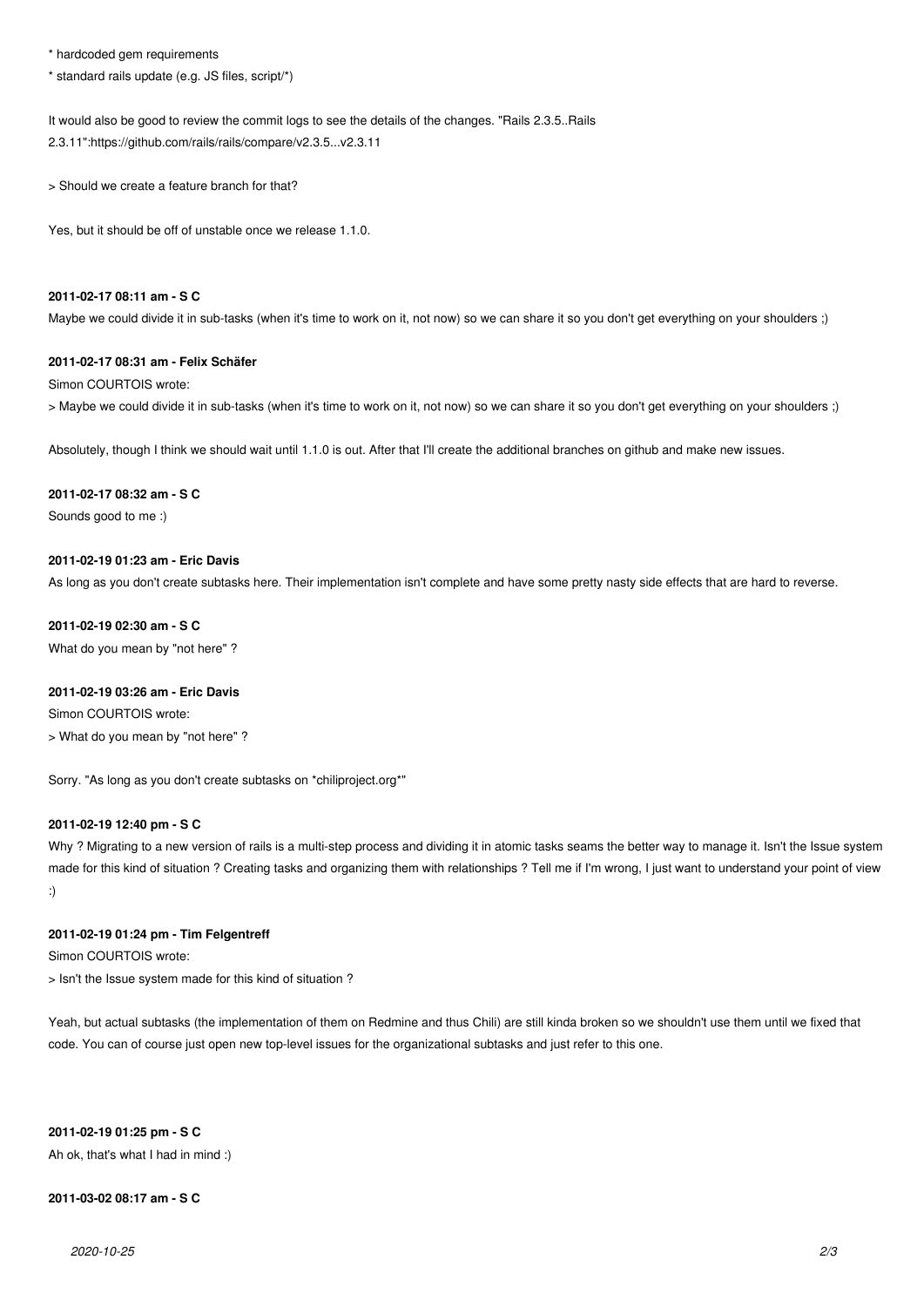* hardcoded gem requirements
* standard rails update (e.g. JS files, script/*)

It would also be good to review the commit logs to see the details of the changes. "Rails 2.3.5..Rails 2.3.11":https://github.com/rails/rails/compare/v2.3.5...v2.3.11

> Should we create a feature branch for that?

Yes, but it should be off of unstable once we release 1.1.0.

**2011-02-17 08:11 am - S C**

Maybe we could divide it in sub-tasks (when it's time to work on it, not now) so we can share it so you don't get everything on your shoulders ;)

**2011-02-17 08:31 am - Felix Schäfer**

Simon COURTOIS wrote:

> Maybe we could divide it in sub-tasks (when it's time to work on it, not now) so we can share it so you don't get everything on your shoulders ;)

Absolutely, though I think we should wait until 1.1.0 is out. After that I'll create the additional branches on github and make new issues.

**2011-02-17 08:32 am - S C**

Sounds good to me :)

**2011-02-19 01:23 am - Eric Davis**

As long as you don't create subtasks here. Their implementation isn't complete and have some pretty nasty side effects that are hard to reverse.

**2011-02-19 02:30 am - S C**

What do you mean by "not here" ?

**2011-02-19 03:26 am - Eric Davis**

Simon COURTOIS wrote:

> What do you mean by "not here" ?

Sorry. "As long as you don't create subtasks on *chiliproject.org*"

**2011-02-19 12:40 pm - S C**

Why ? Migrating to a new version of rails is a multi-step process and dividing it in atomic tasks seams the better way to manage it. Isn't the Issue system made for this kind of situation ? Creating tasks and organizing them with relationships ? Tell me if I'm wrong, I just want to understand your point of view :)

**2011-02-19 01:24 pm - Tim Felgentreff**

Simon COURTOIS wrote:

> Isn't the Issue system made for this kind of situation ?

Yeah, but actual subtasks (the implementation of them on Redmine and thus Chili) are still kinda broken so we shouldn't use them until we fixed that code. You can of course just open new top-level issues for the organizational subtasks and just refer to this one.

**2011-02-19 01:25 pm - S C**

Ah ok, that's what I had in mind :)

**2011-03-02 08:17 am - S C**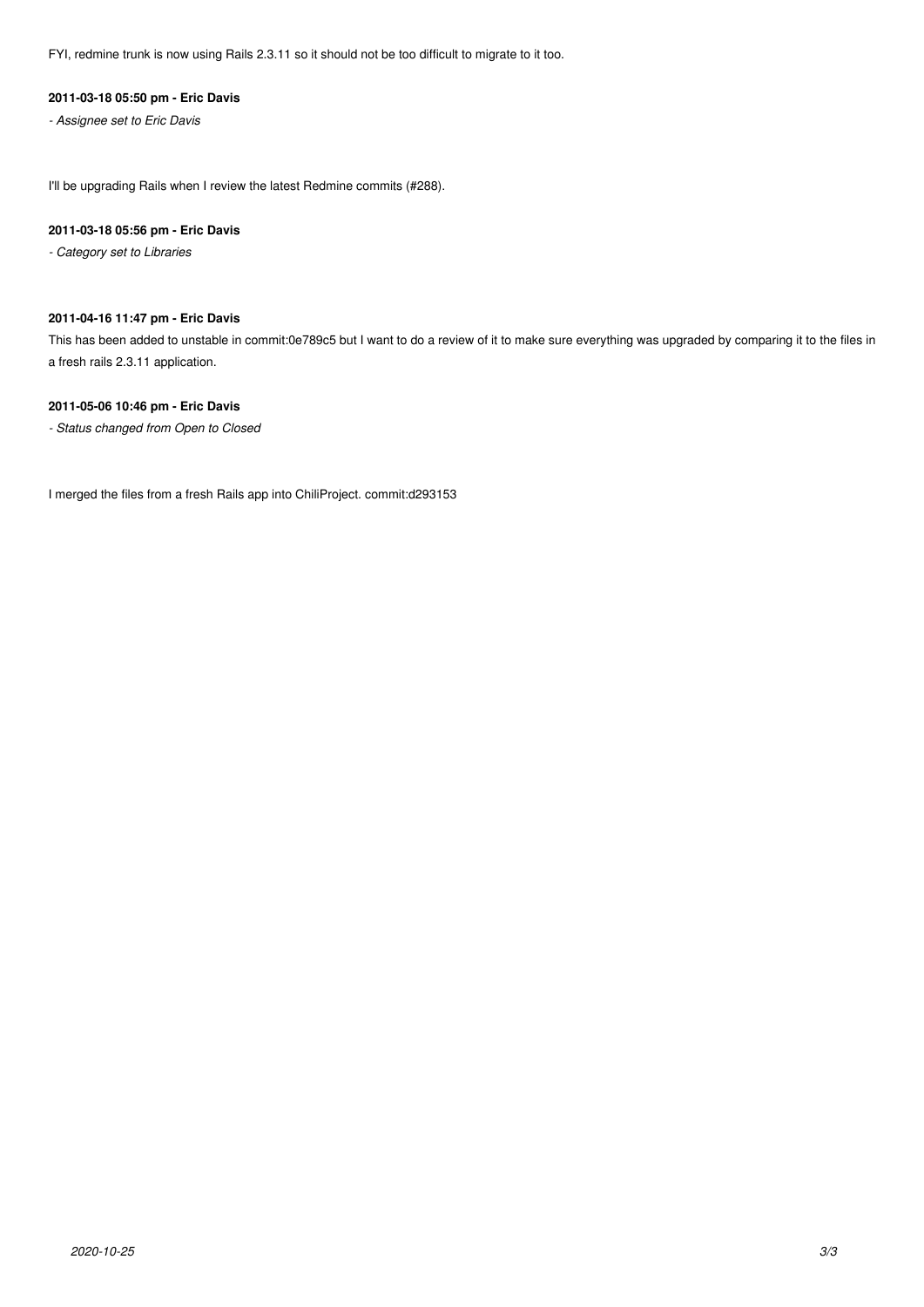FYI, redmine trunk is now using Rails 2.3.11 so it should not be too difficult to migrate to it too.

**2011-03-18 05:50 pm - Eric Davis**

*- Assignee set to Eric Davis*

I'll be upgrading Rails when I review the latest Redmine commits (#288).

**2011-03-18 05:56 pm - Eric Davis**

*- Category set to Libraries*

**2011-04-16 11:47 pm - Eric Davis**

This has been added to unstable in commit:0e789c5 but I want to do a review of it to make sure everything was upgraded by comparing it to the files in a fresh rails 2.3.11 application.

**2011-05-06 10:46 pm - Eric Davis**

*- Status changed from Open to Closed*

I merged the files from a fresh Rails app into ChiliProject. commit:d293153